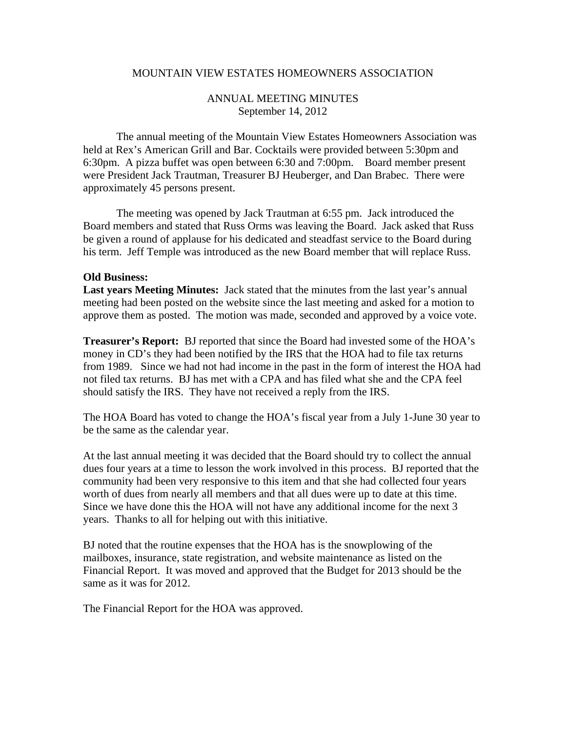# MOUNTAIN VIEW ESTATES HOMEOWNERS ASSOCIATION

## ANNUAL MEETING MINUTES
September 14, 2012

The annual meeting of the Mountain View Estates Homeowners Association was held at Rex's American Grill and Bar. Cocktails were provided between 5:30pm and 6:30pm. A pizza buffet was open between 6:30 and 7:00pm. Board member present were President Jack Trautman, Treasurer BJ Heuberger, and Dan Brabec. There were approximately 45 persons present.

The meeting was opened by Jack Trautman at 6:55 pm. Jack introduced the Board members and stated that Russ Orms was leaving the Board. Jack asked that Russ be given a round of applause for his dedicated and steadfast service to the Board during his term. Jeff Temple was introduced as the new Board member that will replace Russ.

**Old Business:**

**Last years Meeting Minutes:** Jack stated that the minutes from the last year's annual meeting had been posted on the website since the last meeting and asked for a motion to approve them as posted. The motion was made, seconded and approved by a voice vote.

**Treasurer's Report:** BJ reported that since the Board had invested some of the HOA's money in CD's they had been notified by the IRS that the HOA had to file tax returns from 1989. Since we had not had income in the past in the form of interest the HOA had not filed tax returns. BJ has met with a CPA and has filed what she and the CPA feel should satisfy the IRS. They have not received a reply from the IRS.

The HOA Board has voted to change the HOA's fiscal year from a July 1-June 30 year to be the same as the calendar year.

At the last annual meeting it was decided that the Board should try to collect the annual dues four years at a time to lesson the work involved in this process. BJ reported that the community had been very responsive to this item and that she had collected four years worth of dues from nearly all members and that all dues were up to date at this time. Since we have done this the HOA will not have any additional income for the next 3 years. Thanks to all for helping out with this initiative.

BJ noted that the routine expenses that the HOA has is the snowplowing of the mailboxes, insurance, state registration, and website maintenance as listed on the Financial Report. It was moved and approved that the Budget for 2013 should be the same as it was for 2012.

The Financial Report for the HOA was approved.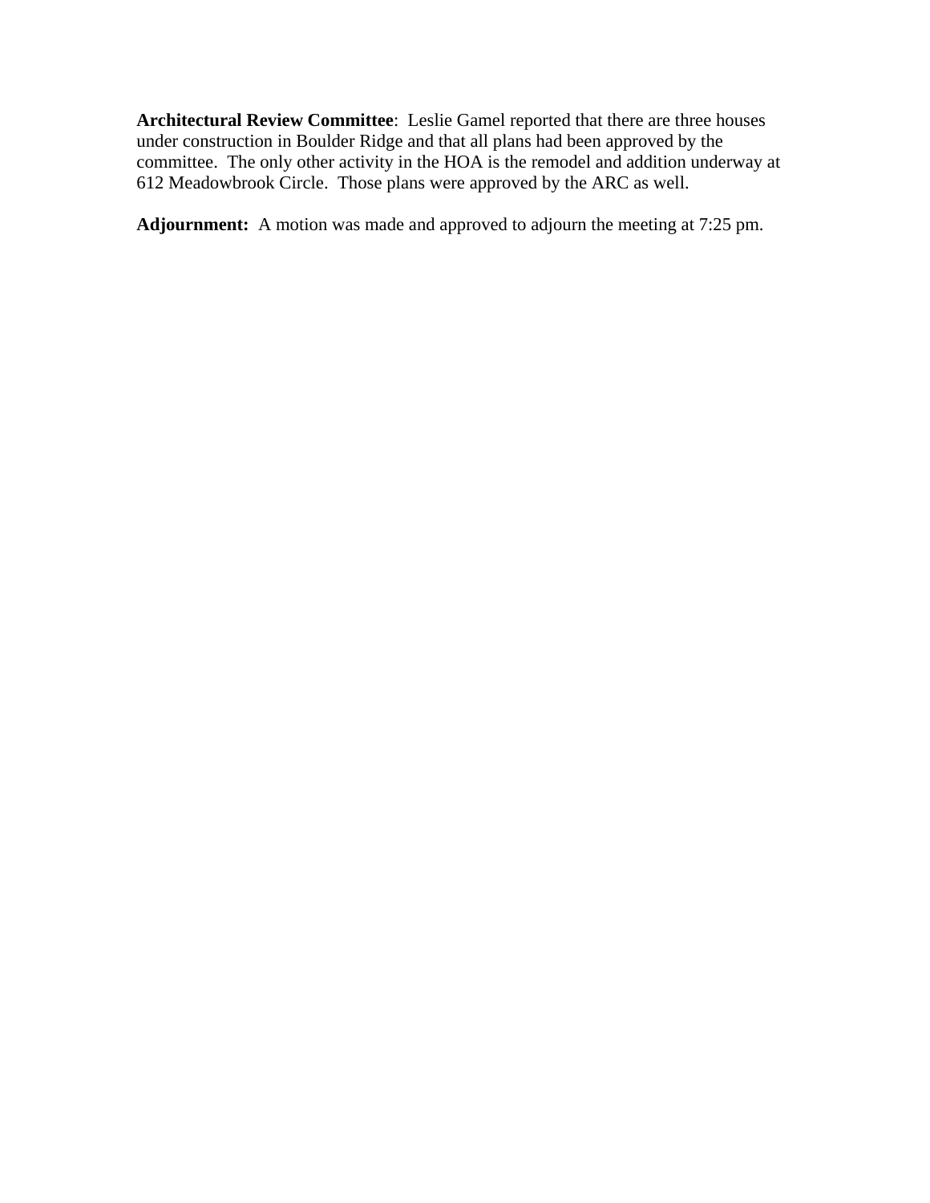**Architectural Review Committee**: Leslie Gamel reported that there are three houses under construction in Boulder Ridge and that all plans had been approved by the committee. The only other activity in the HOA is the remodel and addition underway at 612 Meadowbrook Circle. Those plans were approved by the ARC as well.

**Adjournment:** A motion was made and approved to adjourn the meeting at 7:25 pm.